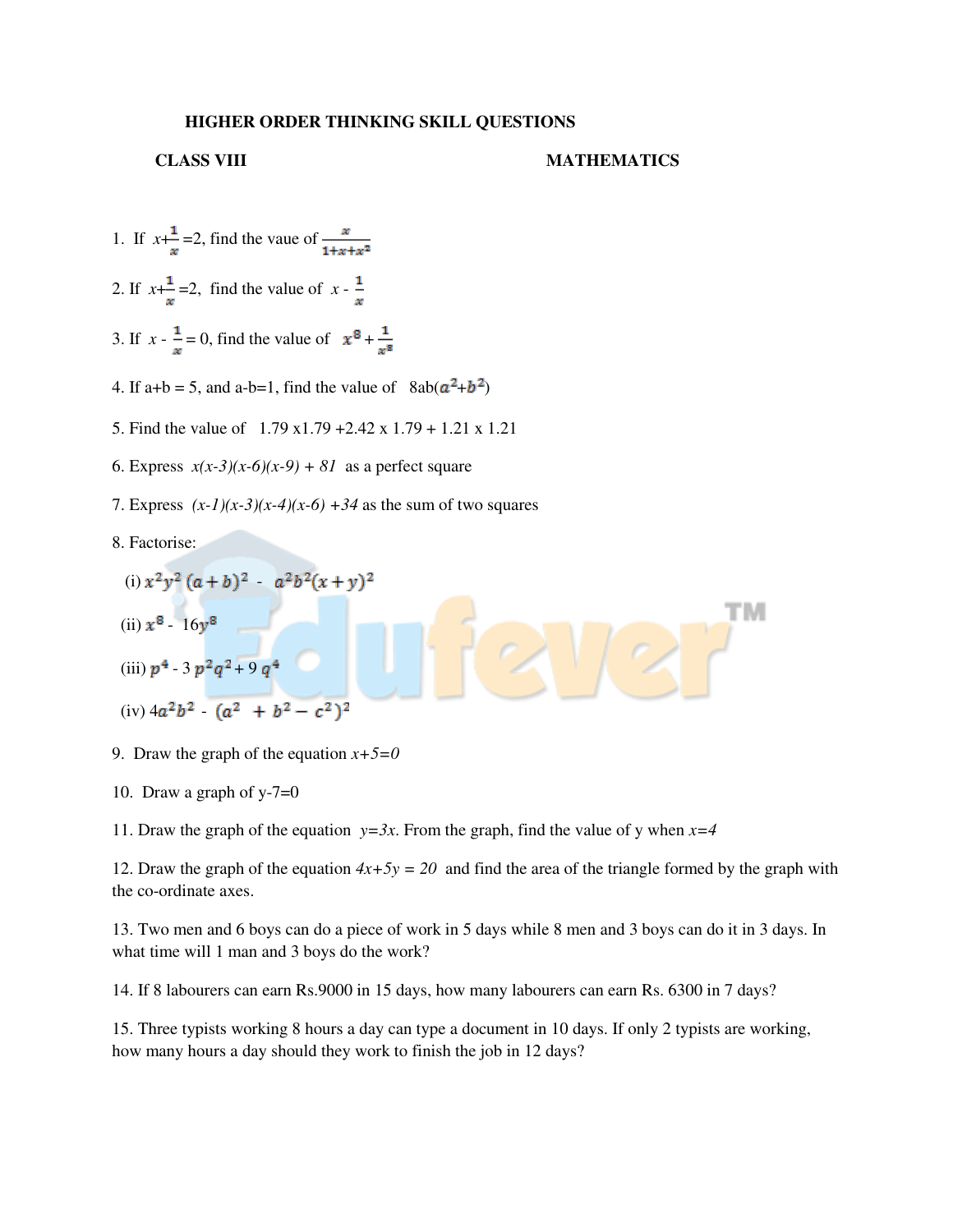# HIGHER ORDER THINKING SKILL QUESTIONS

**CLASS VIII** **MATHEMATICS**

1. If $x+\frac{1}{x}=2$, find the vaue of $\frac{x}{1+x+x^2}$

2. If $x+\frac{1}{x}=2$, find the value of $x - \frac{1}{x}$

3. If $x - \frac{1}{x} = 0$, find the value of $x^8 + \frac{1}{x^8}$

4. If a+b = 5, and a-b=1, find the value of $8ab(a^2+b^2)$

5. Find the value of 1.79 x1.79 +2.42 x 1.79 + 1.21 x 1.21

6. Express $x(x-3)(x-6)(x-9) + 81$ as a perfect square

7. Express $(x-1)(x-3)(x-4)(x-6) +34$ as the sum of two squares

8. Factorise:

   (i) $x^2y^2(a+b)^2 - a^2b^2(x+y)^2$

   (ii) $x^8 - 16y^8$

   (iii) $p^4 - 3p^2q^2 + 9q^4$

   (iv) $4a^2b^2 - (a^2 + b^2 - c^2)^2$

9. Draw the graph of the equation $x+5=0$

10. Draw a graph of y-7=0

11. Draw the graph of the equation $y=3x$. From the graph, find the value of y when $x=4$

12. Draw the graph of the equation $4x+5y = 20$ and find the area of the triangle formed by the graph with the co-ordinate axes.

13. Two men and 6 boys can do a piece of work in 5 days while 8 men and 3 boys can do it in 3 days. In what time will 1 man and 3 boys do the work?

14. If 8 labourers can earn Rs.9000 in 15 days, how many labourers can earn Rs. 6300 in 7 days?

15. Three typists working 8 hours a day can type a document in 10 days. If only 2 typists are working, how many hours a day should they work to finish the job in 12 days?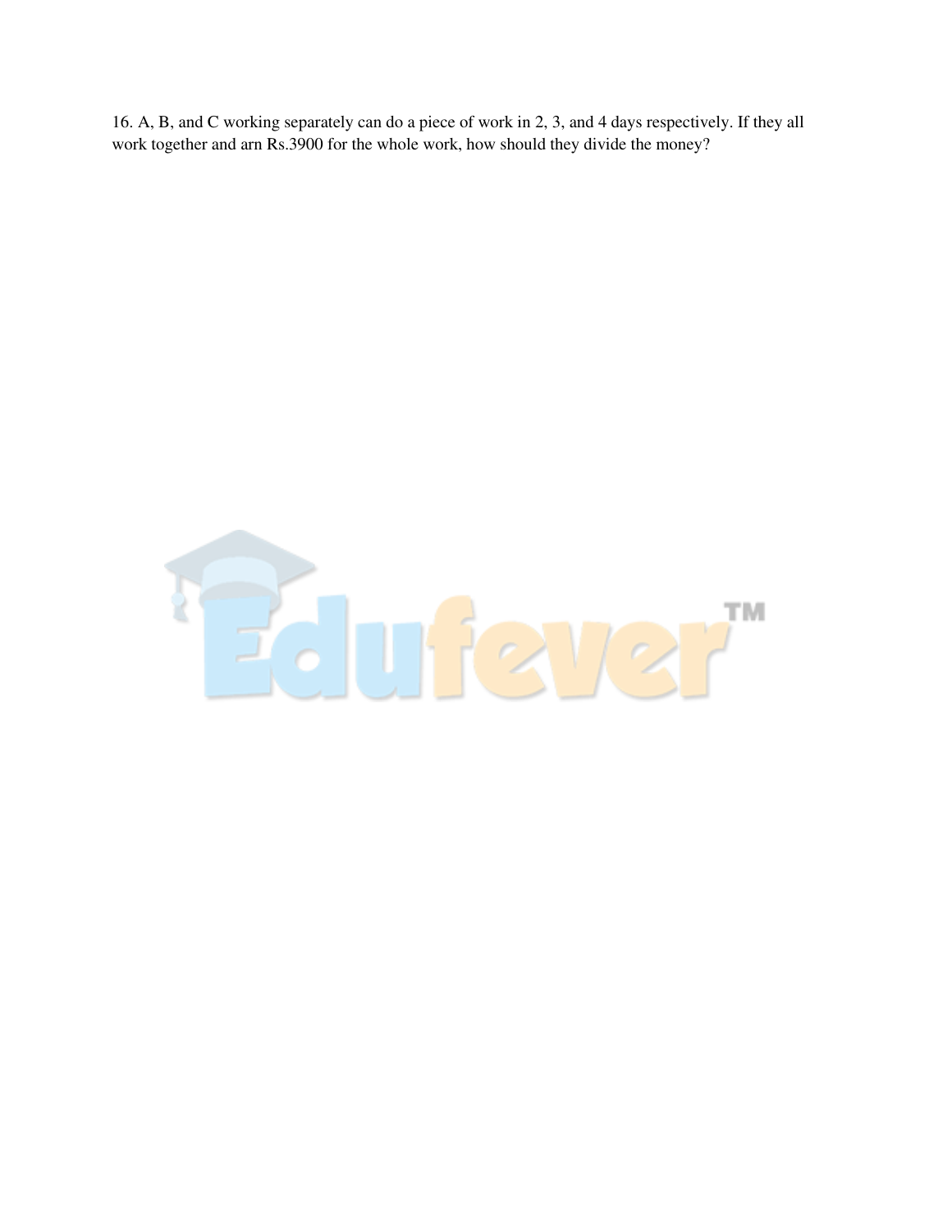16. A, B, and C working separately can do a piece of work in 2, 3, and 4 days respectively. If they all work together and arn Rs.3900 for the whole work, how should they divide the money?